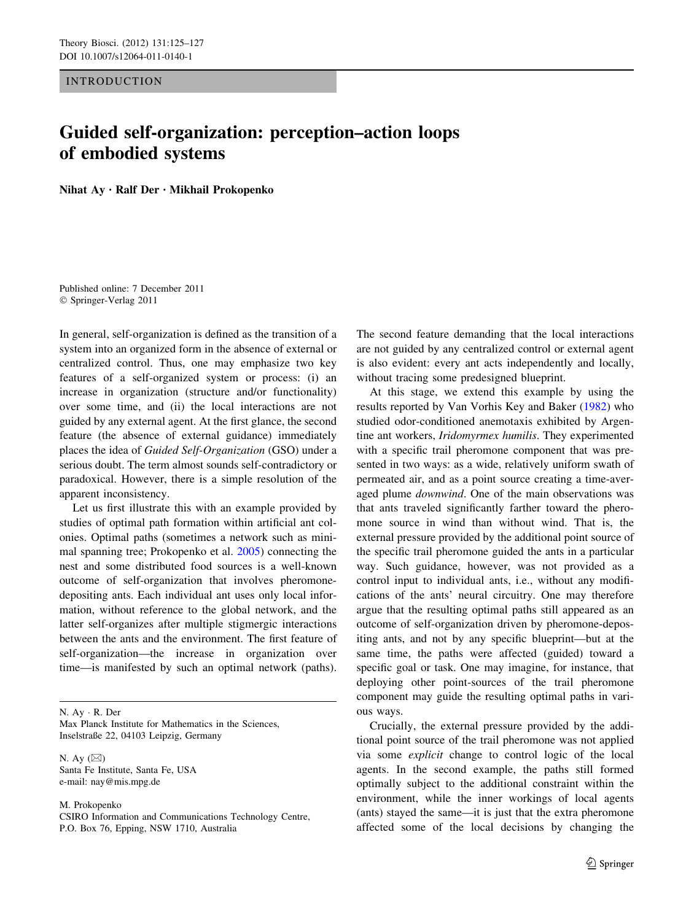INTRODUCTION

# Guided self-organization: perception–action loops of embodied systems

**Nihat Ay · Ralf Der · Mikhail Prokopenko**

Published online: 7 December 2011
© Springer-Verlag 2011

In general, self-organization is defined as the transition of a system into an organized form in the absence of external or centralized control. Thus, one may emphasize two key features of a self-organized system or process: (i) an increase in organization (structure and/or functionality) over some time, and (ii) the local interactions are not guided by any external agent. At the first glance, the second feature (the absence of external guidance) immediately places the idea of *Guided Self-Organization* (GSO) under a serious doubt. The term almost sounds self-contradictory or paradoxical. However, there is a simple resolution of the apparent inconsistency.

Let us first illustrate this with an example provided by studies of optimal path formation within artificial ant colonies. Optimal paths (sometimes a network such as minimal spanning tree; Prokopenko et al. 2005) connecting the nest and some distributed food sources is a well-known outcome of self-organization that involves pheromone-depositing ants. Each individual ant uses only local information, without reference to the global network, and the latter self-organizes after multiple stigmergic interactions between the ants and the environment. The first feature of self-organization—the increase in organization over time—is manifested by such an optimal network (paths). The second feature demanding that the local interactions are not guided by any centralized control or external agent is also evident: every ant acts independently and locally, without tracing some predesigned blueprint.

At this stage, we extend this example by using the results reported by Van Vorhis Key and Baker (1982) who studied odor-conditioned anemotaxis exhibited by Argentine ant workers, *Iridomyrmex humilis*. They experimented with a specific trail pheromone component that was presented in two ways: as a wide, relatively uniform swath of permeated air, and as a point source creating a time-averaged plume *downwind*. One of the main observations was that ants traveled significantly farther toward the pheromone source in wind than without wind. That is, the external pressure provided by the additional point source of the specific trail pheromone guided the ants in a particular way. Such guidance, however, was not provided as a control input to individual ants, i.e., without any modifications of the ants' neural circuitry. One may therefore argue that the resulting optimal paths still appeared as an outcome of self-organization driven by pheromone-depositing ants, and not by any specific blueprint—but at the same time, the paths were affected (guided) toward a specific goal or task. One may imagine, for instance, that deploying other point-sources of the trail pheromone component may guide the resulting optimal paths in various ways.

Crucially, the external pressure provided by the additional point source of the trail pheromone was not applied via some *explicit* change to control logic of the local agents. In the second example, the paths still formed optimally subject to the additional constraint within the environment, while the inner workings of local agents (ants) stayed the same—it is just that the extra pheromone affected some of the local decisions by changing the

---

N. Ay · R. Der
Max Planck Institute for Mathematics in the Sciences,
Inselstraße 22, 04103 Leipzig, Germany

N. Ay (✉)
Santa Fe Institute, Santa Fe, USA
e-mail: nay@mis.mpg.de

M. Prokopenko
CSIRO Information and Communications Technology Centre,
P.O. Box 76, Epping, NSW 1710, Australia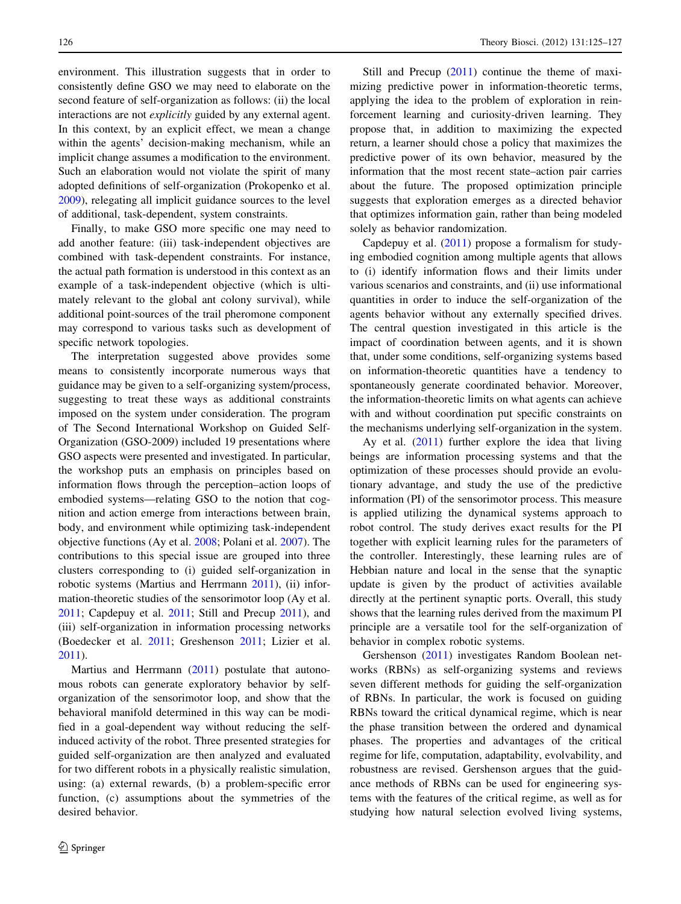environment. This illustration suggests that in order to consistently define GSO we may need to elaborate on the second feature of self-organization as follows: (ii) the local interactions are not *explicitly* guided by any external agent. In this context, by an explicit effect, we mean a change within the agents' decision-making mechanism, while an implicit change assumes a modification to the environment. Such an elaboration would not violate the spirit of many adopted definitions of self-organization (Prokopenko et al. 2009), relegating all implicit guidance sources to the level of additional, task-dependent, system constraints.

Finally, to make GSO more specific one may need to add another feature: (iii) task-independent objectives are combined with task-dependent constraints. For instance, the actual path formation is understood in this context as an example of a task-independent objective (which is ultimately relevant to the global ant colony survival), while additional point-sources of the trail pheromone component may correspond to various tasks such as development of specific network topologies.

The interpretation suggested above provides some means to consistently incorporate numerous ways that guidance may be given to a self-organizing system/process, suggesting to treat these ways as additional constraints imposed on the system under consideration. The program of The Second International Workshop on Guided Self-Organization (GSO-2009) included 19 presentations where GSO aspects were presented and investigated. In particular, the workshop puts an emphasis on principles based on information flows through the perception–action loops of embodied systems—relating GSO to the notion that cognition and action emerge from interactions between brain, body, and environment while optimizing task-independent objective functions (Ay et al. 2008; Polani et al. 2007). The contributions to this special issue are grouped into three clusters corresponding to (i) guided self-organization in robotic systems (Martius and Herrmann 2011), (ii) information-theoretic studies of the sensorimotor loop (Ay et al. 2011; Capdepuy et al. 2011; Still and Precup 2011), and (iii) self-organization in information processing networks (Boedecker et al. 2011; Greshenson 2011; Lizier et al. 2011).

Martius and Herrmann (2011) postulate that autonomous robots can generate exploratory behavior by self-organization of the sensorimotor loop, and show that the behavioral manifold determined in this way can be modified in a goal-dependent way without reducing the self-induced activity of the robot. Three presented strategies for guided self-organization are then analyzed and evaluated for two different robots in a physically realistic simulation, using: (a) external rewards, (b) a problem-specific error function, (c) assumptions about the symmetries of the desired behavior.

Still and Precup (2011) continue the theme of maximizing predictive power in information-theoretic terms, applying the idea to the problem of exploration in reinforcement learning and curiosity-driven learning. They propose that, in addition to maximizing the expected return, a learner should chose a policy that maximizes the predictive power of its own behavior, measured by the information that the most recent state–action pair carries about the future. The proposed optimization principle suggests that exploration emerges as a directed behavior that optimizes information gain, rather than being modeled solely as behavior randomization.

Capdepuy et al. (2011) propose a formalism for studying embodied cognition among multiple agents that allows to (i) identify information flows and their limits under various scenarios and constraints, and (ii) use informational quantities in order to induce the self-organization of the agents behavior without any externally specified drives. The central question investigated in this article is the impact of coordination between agents, and it is shown that, under some conditions, self-organizing systems based on information-theoretic quantities have a tendency to spontaneously generate coordinated behavior. Moreover, the information-theoretic limits on what agents can achieve with and without coordination put specific constraints on the mechanisms underlying self-organization in the system.

Ay et al. (2011) further explore the idea that living beings are information processing systems and that the optimization of these processes should provide an evolutionary advantage, and study the use of the predictive information (PI) of the sensorimotor process. This measure is applied utilizing the dynamical systems approach to robot control. The study derives exact results for the PI together with explicit learning rules for the parameters of the controller. Interestingly, these learning rules are of Hebbian nature and local in the sense that the synaptic update is given by the product of activities available directly at the pertinent synaptic ports. Overall, this study shows that the learning rules derived from the maximum PI principle are a versatile tool for the self-organization of behavior in complex robotic systems.

Gershenson (2011) investigates Random Boolean networks (RBNs) as self-organizing systems and reviews seven different methods for guiding the self-organization of RBNs. In particular, the work is focused on guiding RBNs toward the critical dynamical regime, which is near the phase transition between the ordered and dynamical phases. The properties and advantages of the critical regime for life, computation, adaptability, evolvability, and robustness are revised. Gershenson argues that the guidance methods of RBNs can be used for engineering systems with the features of the critical regime, as well as for studying how natural selection evolved living systems,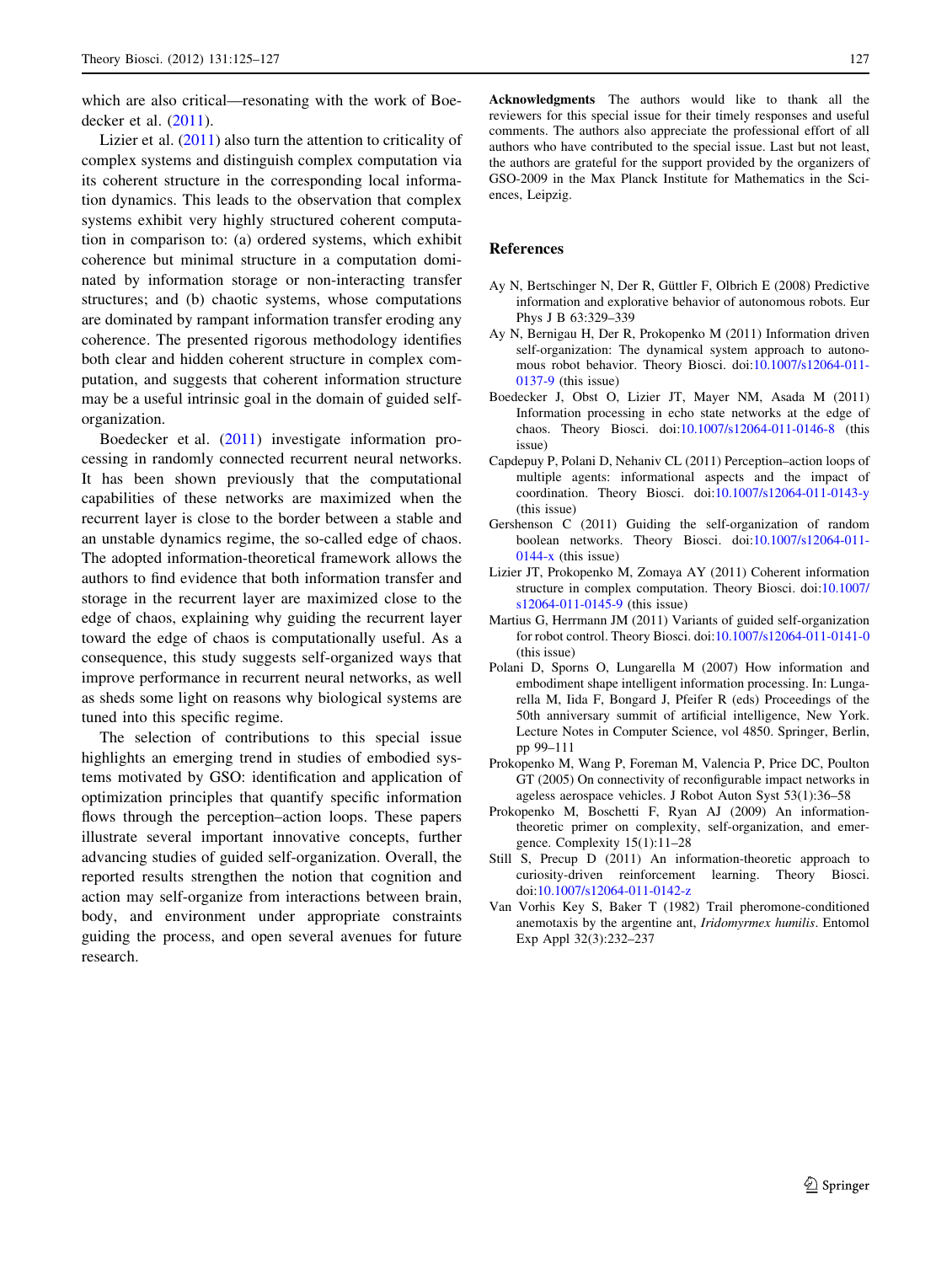which are also critical—resonating with the work of Boedecker et al. (2011).

Lizier et al. (2011) also turn the attention to criticality of complex systems and distinguish complex computation via its coherent structure in the corresponding local information dynamics. This leads to the observation that complex systems exhibit very highly structured coherent computation in comparison to: (a) ordered systems, which exhibit coherence but minimal structure in a computation dominated by information storage or non-interacting transfer structures; and (b) chaotic systems, whose computations are dominated by rampant information transfer eroding any coherence. The presented rigorous methodology identifies both clear and hidden coherent structure in complex computation, and suggests that coherent information structure may be a useful intrinsic goal in the domain of guided self-organization.

Boedecker et al. (2011) investigate information processing in randomly connected recurrent neural networks. It has been shown previously that the computational capabilities of these networks are maximized when the recurrent layer is close to the border between a stable and an unstable dynamics regime, the so-called edge of chaos. The adopted information-theoretical framework allows the authors to find evidence that both information transfer and storage in the recurrent layer are maximized close to the edge of chaos, explaining why guiding the recurrent layer toward the edge of chaos is computationally useful. As a consequence, this study suggests self-organized ways that improve performance in recurrent neural networks, as well as sheds some light on reasons why biological systems are tuned into this specific regime.

The selection of contributions to this special issue highlights an emerging trend in studies of embodied systems motivated by GSO: identification and application of optimization principles that quantify specific information flows through the perception–action loops. These papers illustrate several important innovative concepts, further advancing studies of guided self-organization. Overall, the reported results strengthen the notion that cognition and action may self-organize from interactions between brain, body, and environment under appropriate constraints guiding the process, and open several avenues for future research.

**Acknowledgments** The authors would like to thank all the reviewers for this special issue for their timely responses and useful comments. The authors also appreciate the professional effort of all authors who have contributed to the special issue. Last but not least, the authors are grateful for the support provided by the organizers of GSO-2009 in the Max Planck Institute for Mathematics in the Sciences, Leipzig.

## References

Ay N, Bertschinger N, Der R, Güttler F, Olbrich E (2008) Predictive information and explorative behavior of autonomous robots. Eur Phys J B 63:329–339

Ay N, Bernigau H, Der R, Prokopenko M (2011) Information driven self-organization: The dynamical system approach to autonomous robot behavior. Theory Biosci. doi:10.1007/s12064-011-0137-9 (this issue)

Boedecker J, Obst O, Lizier JT, Mayer NM, Asada M (2011) Information processing in echo state networks at the edge of chaos. Theory Biosci. doi:10.1007/s12064-011-0146-8 (this issue)

Capdepuy P, Polani D, Nehaniv CL (2011) Perception–action loops of multiple agents: informational aspects and the impact of coordination. Theory Biosci. doi:10.1007/s12064-011-0143-y (this issue)

Gershenson C (2011) Guiding the self-organization of random boolean networks. Theory Biosci. doi:10.1007/s12064-011-0144-x (this issue)

Lizier JT, Prokopenko M, Zomaya AY (2011) Coherent information structure in complex computation. Theory Biosci. doi:10.1007/s12064-011-0145-9 (this issue)

Martius G, Herrmann JM (2011) Variants of guided self-organization for robot control. Theory Biosci. doi:10.1007/s12064-011-0141-0 (this issue)

Polani D, Sporns O, Lungarella M (2007) How information and embodiment shape intelligent information processing. In: Lungarella M, Iida F, Bongard J, Pfeifer R (eds) Proceedings of the 50th anniversary summit of artificial intelligence, New York. Lecture Notes in Computer Science, vol 4850. Springer, Berlin, pp 99–111

Prokopenko M, Wang P, Foreman M, Valencia P, Price DC, Poulton GT (2005) On connectivity of reconfigurable impact networks in ageless aerospace vehicles. J Robot Auton Syst 53(1):36–58

Prokopenko M, Boschetti F, Ryan AJ (2009) An information-theoretic primer on complexity, self-organization, and emergence. Complexity 15(1):11–28

Still S, Precup D (2011) An information-theoretic approach to curiosity-driven reinforcement learning. Theory Biosci. doi:10.1007/s12064-011-0142-z

Van Vorhis Key S, Baker T (1982) Trail pheromone-conditioned anemotaxis by the argentine ant, *Iridomyrmex humilis*. Entomol Exp Appl 32(3):232–237